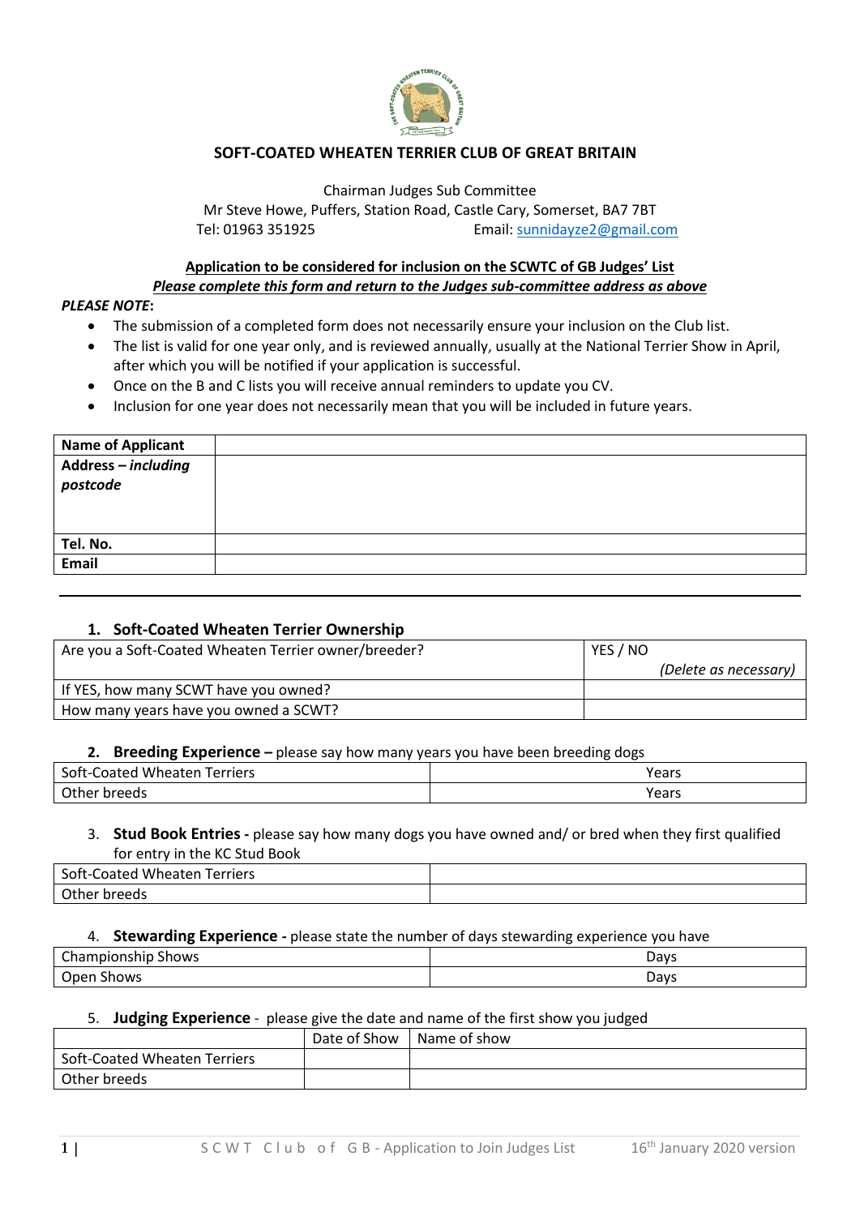## SOFT-COATED WHEATEN TERRIER CLUB OF GREAT BRITAIN

Chairman Judges Sub Committee
Mr Steve Howe, Puffers, Station Road, Castle Cary, Somerset, BA7 7BT
Tel: 01963 351925 Email: sunnidayze2@gmail.com

**Application to be considered for inclusion on the SCWTC of GB Judges' List**
***Please complete this form and return to the Judges sub-committee address as above***

***PLEASE NOTE*:**

- The submission of a completed form does not necessarily ensure your inclusion on the Club list.
- The list is valid for one year only, and is reviewed annually, usually at the National Terrier Show in April, after which you will be notified if your application is successful.
- Once on the B and C lists you will receive annual reminders to update you CV.
- Inclusion for one year does not necessarily mean that you will be included in future years.

| | |
|---|---|
| **Name of Applicant** | |
| **Address – *including postcode*** | |
| **Tel. No.** | |
| **Email** | |

---

### 1. Soft-Coated Wheaten Terrier Ownership

| | |
|---|---|
| Are you a Soft-Coated Wheaten Terrier owner/breeder? | YES / NO *(Delete as necessary)* |
| If YES, how many SCWT have you owned? | |
| How many years have you owned a SCWT? | |

### 2. Breeding Experience – please say how many years you have been breeding dogs

| | |
|---|---|
| Soft-Coated Wheaten Terriers | Years |
| Other breeds | Years |

### 3. Stud Book Entries - please say how many dogs you have owned and/ or bred when they first qualified for entry in the KC Stud Book

| | |
|---|---|
| Soft-Coated Wheaten Terriers | |
| Other breeds | |

### 4. Stewarding Experience - please state the number of days stewarding experience you have

| | |
|---|---|
| Championship Shows | Days |
| Open Shows | Days |

### 5. Judging Experience - please give the date and name of the first show you judged

| | Date of Show | Name of show |
|---|---|---|
| Soft-Coated Wheaten Terriers | | |
| Other breeds | | |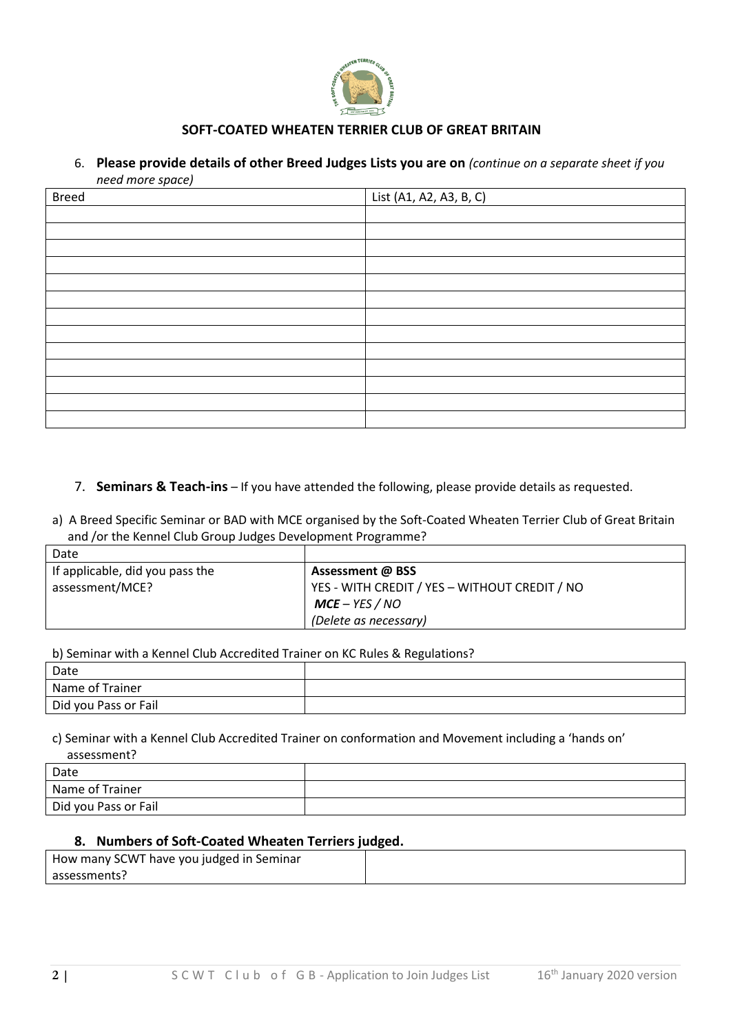**SOFT-COATED WHEATEN TERRIER CLUB OF GREAT BRITAIN**

6. **Please provide details of other Breed Judges Lists you are on** *(continue on a separate sheet if you need more space)*

| Breed | List (A1, A2, A3, B, C) |
|---|---|
| | |
| | |
| | |
| | |
| | |
| | |
| | |
| | |
| | |
| | |
| | |
| | |
| | |

7. **Seminars & Teach-ins** – If you have attended the following, please provide details as requested.

a) A Breed Specific Seminar or BAD with MCE organised by the Soft-Coated Wheaten Terrier Club of Great Britain and /or the Kennel Club Group Judges Development Programme?

| | |
|---|---|
| Date | |
| If applicable, did you pass the assessment/MCE? | **Assessment @ BSS**<br>YES - WITH CREDIT / YES – WITHOUT CREDIT / NO<br>***MCE** – YES / NO*<br>*(Delete as necessary)* |

b) Seminar with a Kennel Club Accredited Trainer on KC Rules & Regulations?

| | |
|---|---|
| Date | |
| Name of Trainer | |
| Did you Pass or Fail | |

c) Seminar with a Kennel Club Accredited Trainer on conformation and Movement including a 'hands on' assessment?

| | |
|---|---|
| Date | |
| Name of Trainer | |
| Did you Pass or Fail | |

8. **Numbers of Soft-Coated Wheaten Terriers judged.**

| | |
|---|---|
| How many SCWT have you judged in Seminar assessments? | |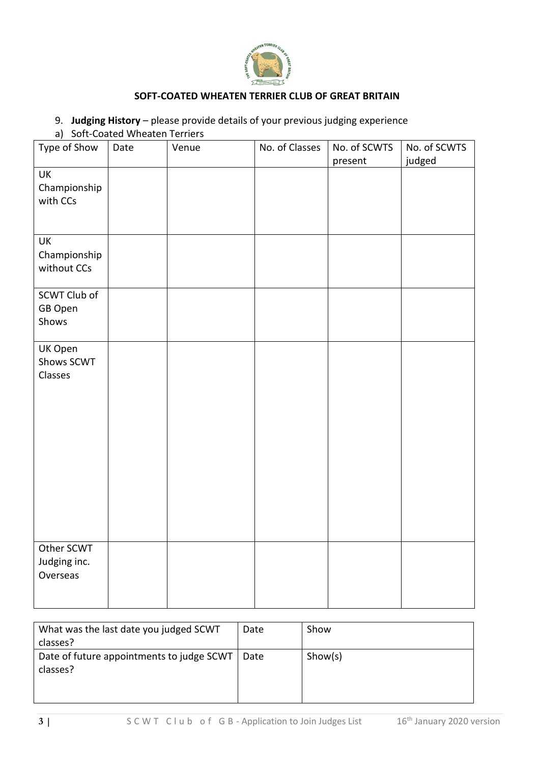**SOFT-COATED WHEATEN TERRIER CLUB OF GREAT BRITAIN**

9. **Judging History** – please provide details of your previous judging experience

a) Soft-Coated Wheaten Terriers

| Type of Show | Date | Venue | No. of Classes | No. of SCWTS present | No. of SCWTS judged |
|---|---|---|---|---|---|
| UK Championship with CCs | | | | | |
| UK Championship without CCs | | | | | |
| SCWT Club of GB Open Shows | | | | | |
| UK Open Shows SCWT Classes | | | | | |
| Other SCWT Judging inc. Overseas | | | | | |

| | | |
|---|---|---|
| What was the last date you judged SCWT classes? | Date | Show |
| Date of future appointments to judge SCWT classes? | Date | Show(s) |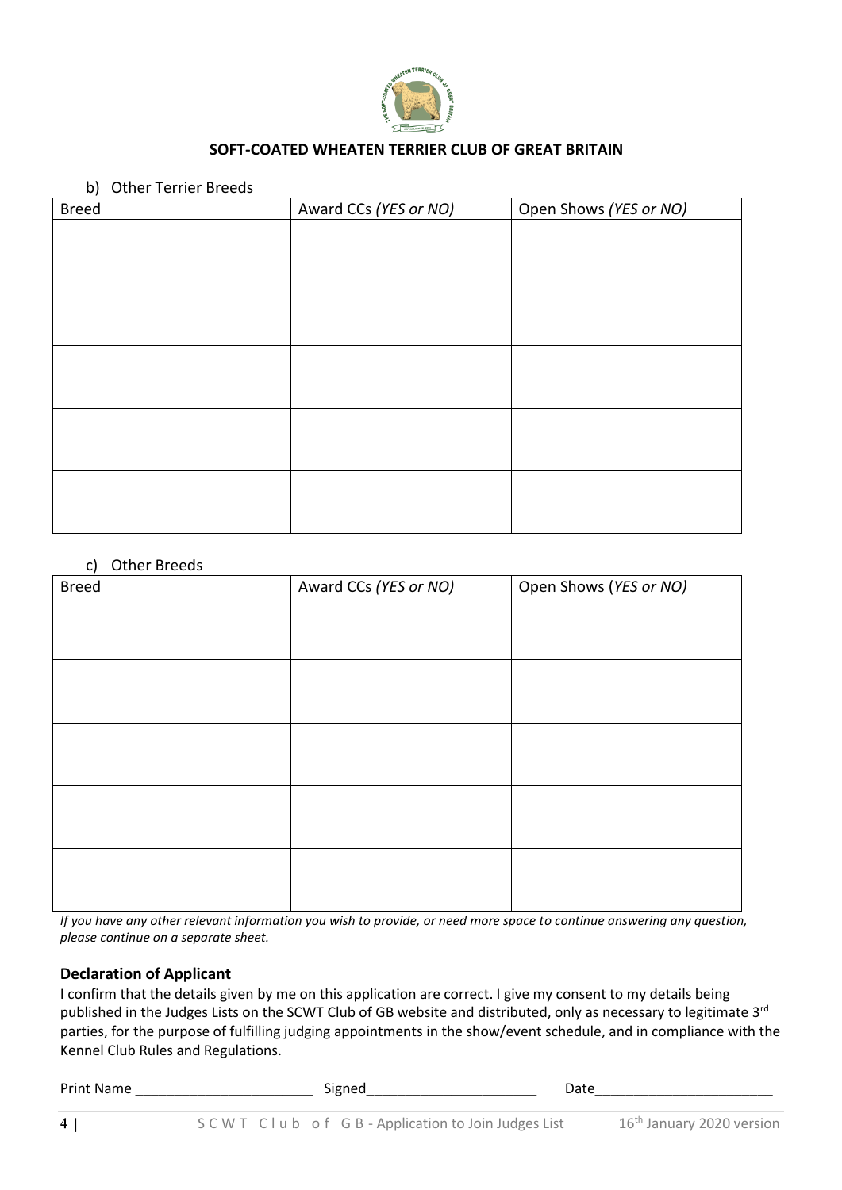**SOFT-COATED WHEATEN TERRIER CLUB OF GREAT BRITAIN**

b) Other Terrier Breeds

| Breed | Award CCs *(YES or NO)* | Open Shows *(YES or NO)* |
|---|---|---|
| | | |
| | | |
| | | |
| | | |
| | | |

c) Other Breeds

| Breed | Award CCs *(YES or NO)* | Open Shows (*YES or NO)* |
|---|---|---|
| | | |
| | | |
| | | |
| | | |
| | | |

*If you have any other relevant information you wish to provide, or need more space to continue answering any question, please continue on a separate sheet.*

**Declaration of Applicant**

I confirm that the details given by me on this application are correct. I give my consent to my details being published in the Judges Lists on the SCWT Club of GB website and distributed, only as necessary to legitimate 3rd parties, for the purpose of fulfilling judging appointments in the show/event schedule, and in compliance with the Kennel Club Rules and Regulations.

Print Name ______________________ Signed______________________ Date______________________